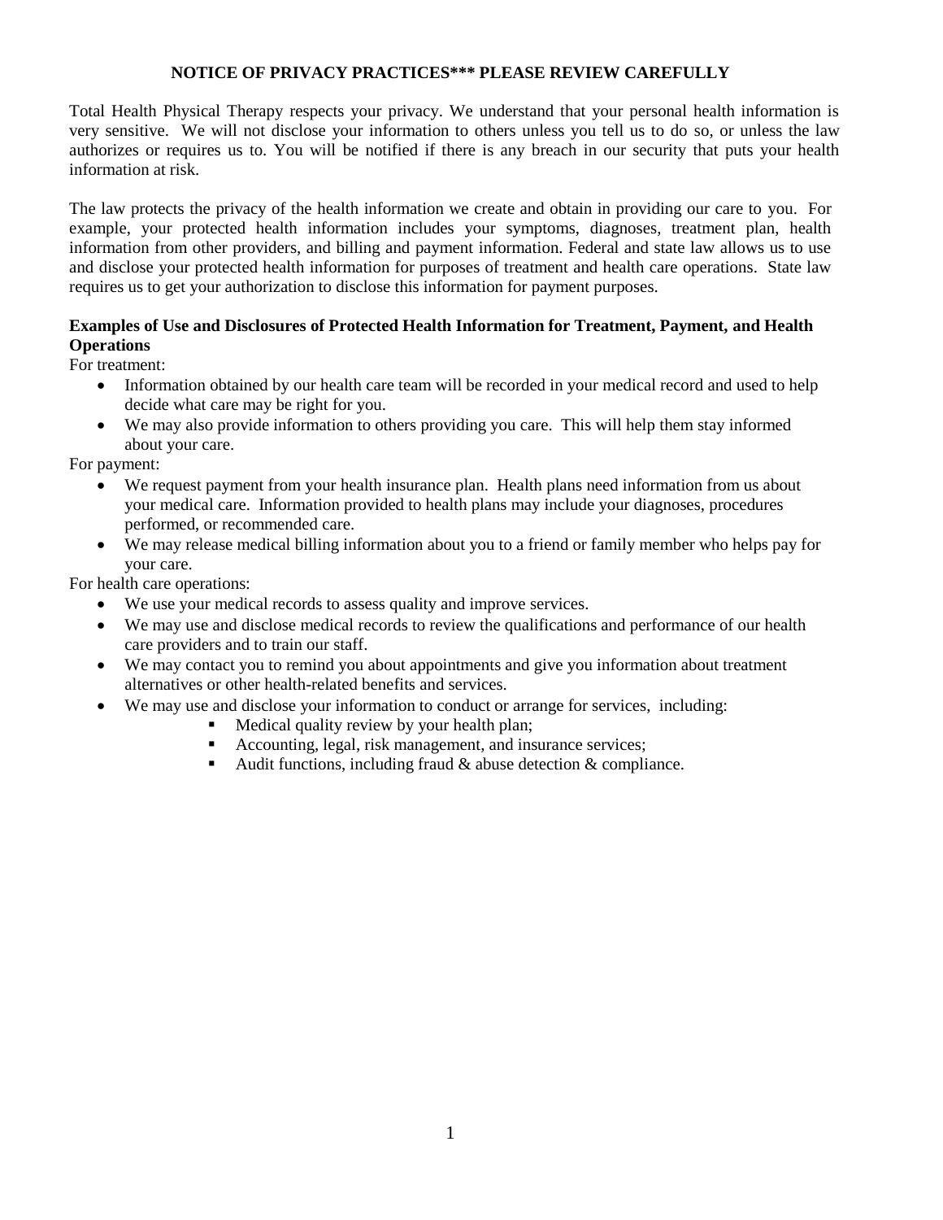# NOTICE OF PRIVACY PRACTICES*** PLEASE REVIEW CAREFULLY

Total Health Physical Therapy respects your privacy. We understand that your personal health information is very sensitive. We will not disclose your information to others unless you tell us to do so, or unless the law authorizes or requires us to. You will be notified if there is any breach in our security that puts your health information at risk.

The law protects the privacy of the health information we create and obtain in providing our care to you. For example, your protected health information includes your symptoms, diagnoses, treatment plan, health information from other providers, and billing and payment information. Federal and state law allows us to use and disclose your protected health information for purposes of treatment and health care operations. State law requires us to get your authorization to disclose this information for payment purposes.

**Examples of Use and Disclosures of Protected Health Information for Treatment, Payment, and Health Operations**

For treatment:

- Information obtained by our health care team will be recorded in your medical record and used to help decide what care may be right for you.
- We may also provide information to others providing you care. This will help them stay informed about your care.

For payment:

- We request payment from your health insurance plan. Health plans need information from us about your medical care. Information provided to health plans may include your diagnoses, procedures performed, or recommended care.
- We may release medical billing information about you to a friend or family member who helps pay for your care.

For health care operations:

- We use your medical records to assess quality and improve services.
- We may use and disclose medical records to review the qualifications and performance of our health care providers and to train our staff.
- We may contact you to remind you about appointments and give you information about treatment alternatives or other health-related benefits and services.
- We may use and disclose your information to conduct or arrange for services, including:
  - Medical quality review by your health plan;
  - Accounting, legal, risk management, and insurance services;
  - Audit functions, including fraud & abuse detection & compliance.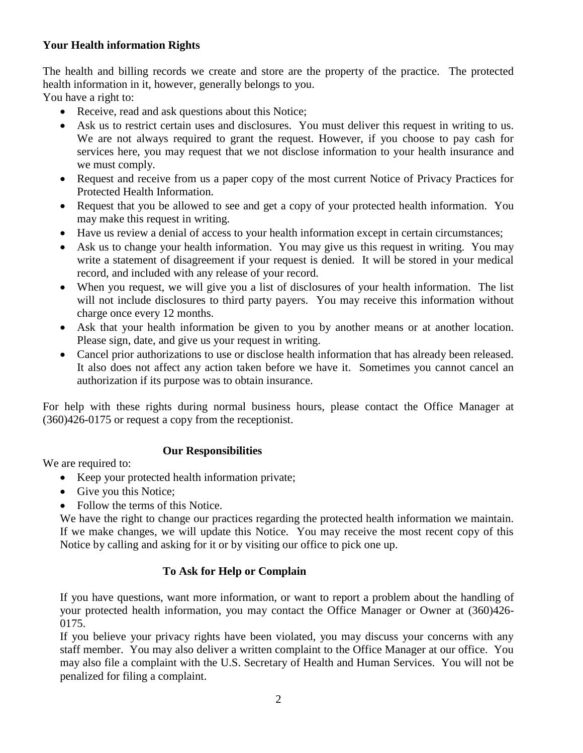**Your Health information Rights**

The health and billing records we create and store are the property of the practice. The protected health information in it, however, generally belongs to you.
You have a right to:

- Receive, read and ask questions about this Notice;
- Ask us to restrict certain uses and disclosures. You must deliver this request in writing to us. We are not always required to grant the request. However, if you choose to pay cash for services here, you may request that we not disclose information to your health insurance and we must comply.
- Request and receive from us a paper copy of the most current Notice of Privacy Practices for Protected Health Information.
- Request that you be allowed to see and get a copy of your protected health information. You may make this request in writing.
- Have us review a denial of access to your health information except in certain circumstances;
- Ask us to change your health information. You may give us this request in writing. You may write a statement of disagreement if your request is denied. It will be stored in your medical record, and included with any release of your record.
- When you request, we will give you a list of disclosures of your health information. The list will not include disclosures to third party payers. You may receive this information without charge once every 12 months.
- Ask that your health information be given to you by another means or at another location. Please sign, date, and give us your request in writing.
- Cancel prior authorizations to use or disclose health information that has already been released. It also does not affect any action taken before we have it. Sometimes you cannot cancel an authorization if its purpose was to obtain insurance.

For help with these rights during normal business hours, please contact the Office Manager at (360)426-0175 or request a copy from the receptionist.

**Our Responsibilities**

We are required to:

- Keep your protected health information private;
- Give you this Notice;
- Follow the terms of this Notice.

We have the right to change our practices regarding the protected health information we maintain. If we make changes, we will update this Notice. You may receive the most recent copy of this Notice by calling and asking for it or by visiting our office to pick one up.

**To Ask for Help or Complain**

If you have questions, want more information, or want to report a problem about the handling of your protected health information, you may contact the Office Manager or Owner at (360)426-0175.

If you believe your privacy rights have been violated, you may discuss your concerns with any staff member. You may also deliver a written complaint to the Office Manager at our office. You may also file a complaint with the U.S. Secretary of Health and Human Services. You will not be penalized for filing a complaint.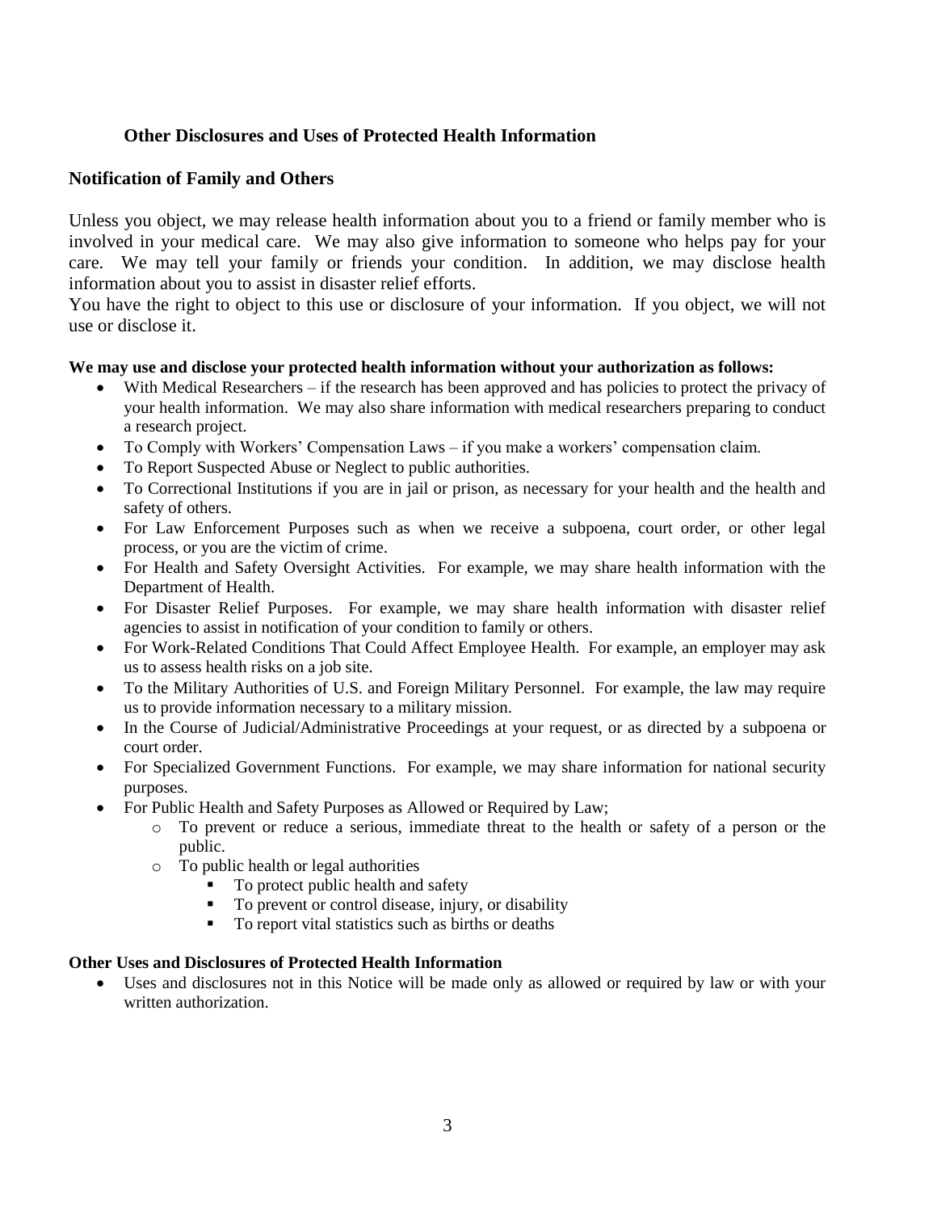### Other Disclosures and Uses of Protected Health Information

#### Notification of Family and Others

Unless you object, we may release health information about you to a friend or family member who is involved in your medical care. We may also give information to someone who helps pay for your care. We may tell your family or friends your condition. In addition, we may disclose health information about you to assist in disaster relief efforts.

You have the right to object to this use or disclosure of your information. If you object, we will not use or disclose it.

**We may use and disclose your protected health information without your authorization as follows:**

- With Medical Researchers – if the research has been approved and has policies to protect the privacy of your health information. We may also share information with medical researchers preparing to conduct a research project.
- To Comply with Workers' Compensation Laws – if you make a workers' compensation claim.
- To Report Suspected Abuse or Neglect to public authorities.
- To Correctional Institutions if you are in jail or prison, as necessary for your health and the health and safety of others.
- For Law Enforcement Purposes such as when we receive a subpoena, court order, or other legal process, or you are the victim of crime.
- For Health and Safety Oversight Activities. For example, we may share health information with the Department of Health.
- For Disaster Relief Purposes. For example, we may share health information with disaster relief agencies to assist in notification of your condition to family or others.
- For Work-Related Conditions That Could Affect Employee Health. For example, an employer may ask us to assess health risks on a job site.
- To the Military Authorities of U.S. and Foreign Military Personnel. For example, the law may require us to provide information necessary to a military mission.
- In the Course of Judicial/Administrative Proceedings at your request, or as directed by a subpoena or court order.
- For Specialized Government Functions. For example, we may share information for national security purposes.
- For Public Health and Safety Purposes as Allowed or Required by Law;
  - To prevent or reduce a serious, immediate threat to the health or safety of a person or the public.
  - To public health or legal authorities
    - To protect public health and safety
    - To prevent or control disease, injury, or disability
    - To report vital statistics such as births or deaths

**Other Uses and Disclosures of Protected Health Information**

- Uses and disclosures not in this Notice will be made only as allowed or required by law or with your written authorization.